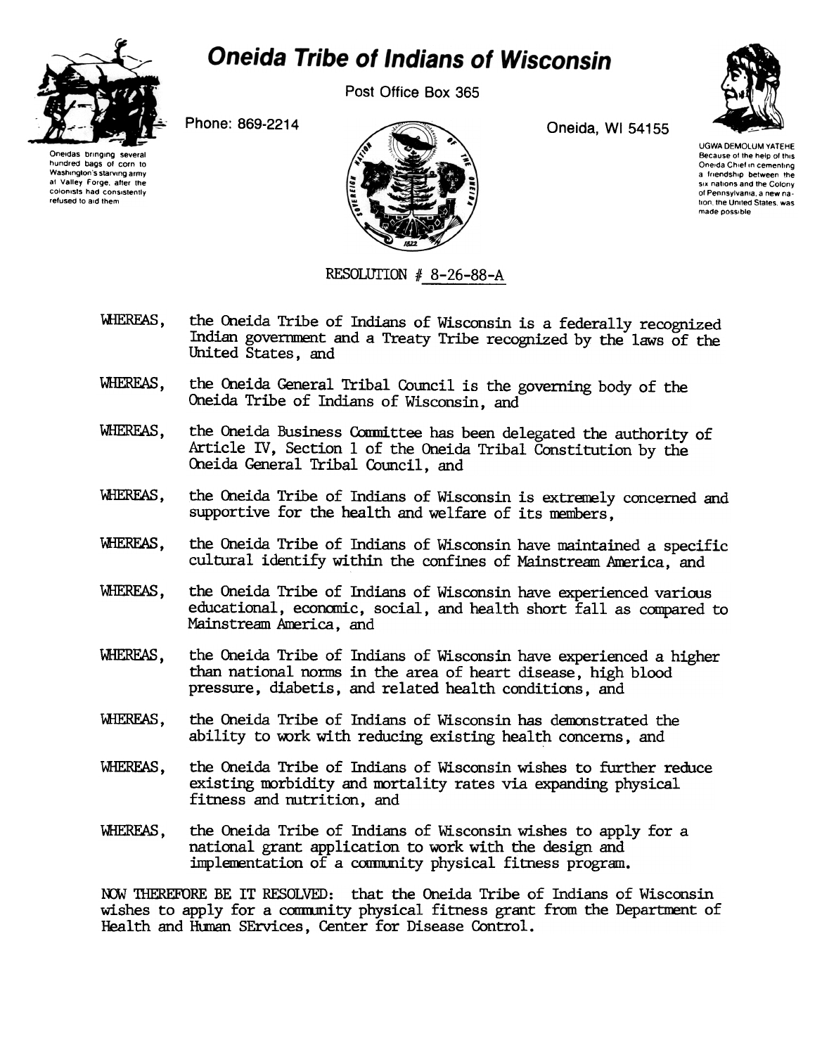# Oneida Tribe of Indians of Wisconsin

Post Office Box 365

Phone: 869-2214

Oneida, WI 54155

Oneidas bringing several hundred bags of corn to Washington's starving army at Valley Forge, after the colonists had consistently refused to aid them

UGWA DEMOLUM YATEHE
Because of the help of this Oneida Chief in cementing a friendship between the six nations and the Colony of Pennsylvania, a new nation, the United States, was made possible

RESOLUTION # 8-26-88-A

WHEREAS, the Oneida Tribe of Indians of Wisconsin is a federally recognized Indian government and a Treaty Tribe recognized by the laws of the United States, and

WHEREAS, the Oneida General Tribal Council is the governing body of the Oneida Tribe of Indians of Wisconsin, and

WHEREAS, the Oneida Business Committee has been delegated the authority of Article IV, Section 1 of the Oneida Tribal Constitution by the Oneida General Tribal Council, and

WHEREAS, the Oneida Tribe of Indians of Wisconsin is extremely concerned and supportive for the health and welfare of its members,

WHEREAS, the Oneida Tribe of Indians of Wisconsin have maintained a specific cultural identify within the confines of Mainstream America, and

WHEREAS, the Oneida Tribe of Indians of Wisconsin have experienced various educational, economic, social, and health short fall as compared to Mainstream America, and

WHEREAS, the Oneida Tribe of Indians of Wisconsin have experienced a higher than national norms in the area of heart disease, high blood pressure, diabetis, and related health conditions, and

WHEREAS, the Oneida Tribe of Indians of Wisconsin has demonstrated the ability to work with reducing existing health concerns, and

WHEREAS, the Oneida Tribe of Indians of Wisconsin wishes to further reduce existing morbidity and mortality rates via expanding physical fitness and nutrition, and

WHEREAS, the Oneida Tribe of Indians of Wisconsin wishes to apply for a national grant application to work with the design and implementation of a community physical fitness program.

NOW THEREFORE BE IT RESOLVED: that the Oneida Tribe of Indians of Wisconsin wishes to apply for a community physical fitness grant from the Department of Health and Human SErvices, Center for Disease Control.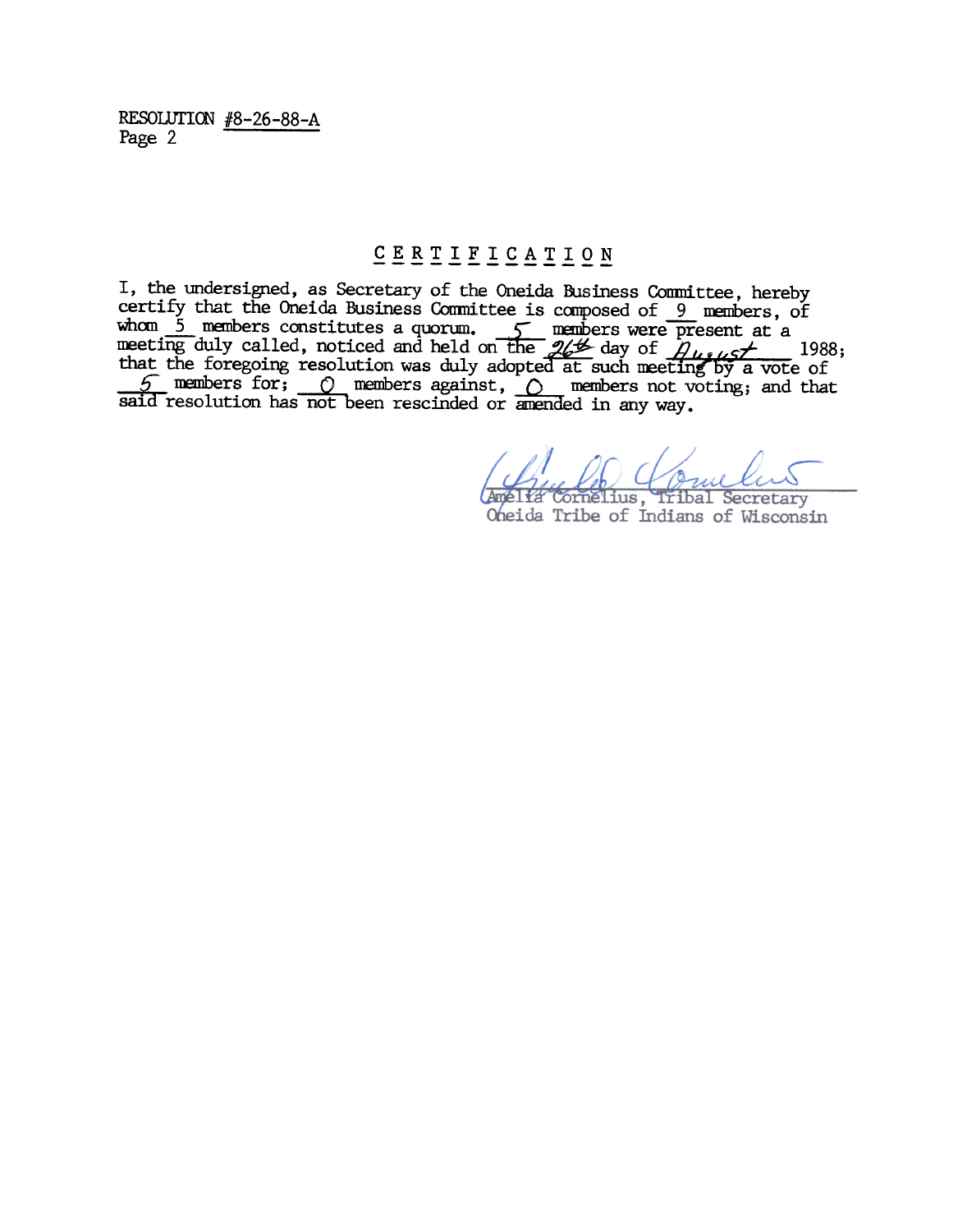RESOLUTION #8-26-88-A
Page 2

## CERTIFICATION

I, the undersigned, as Secretary of the Oneida Business Committee, hereby certify that the Oneida Business Committee is composed of 9 members, of whom 5 members constitutes a quorum. 5 members were present at a meeting duly called, noticed and held on the 26th day of August 1988; that the foregoing resolution was duly adopted at such meeting by a vote of 5 members for; 0 members against, 0 members not voting; and that said resolution has not been rescinded or amended in any way.

Amelia Cornelius, Tribal Secretary
Oneida Tribe of Indians of Wisconsin